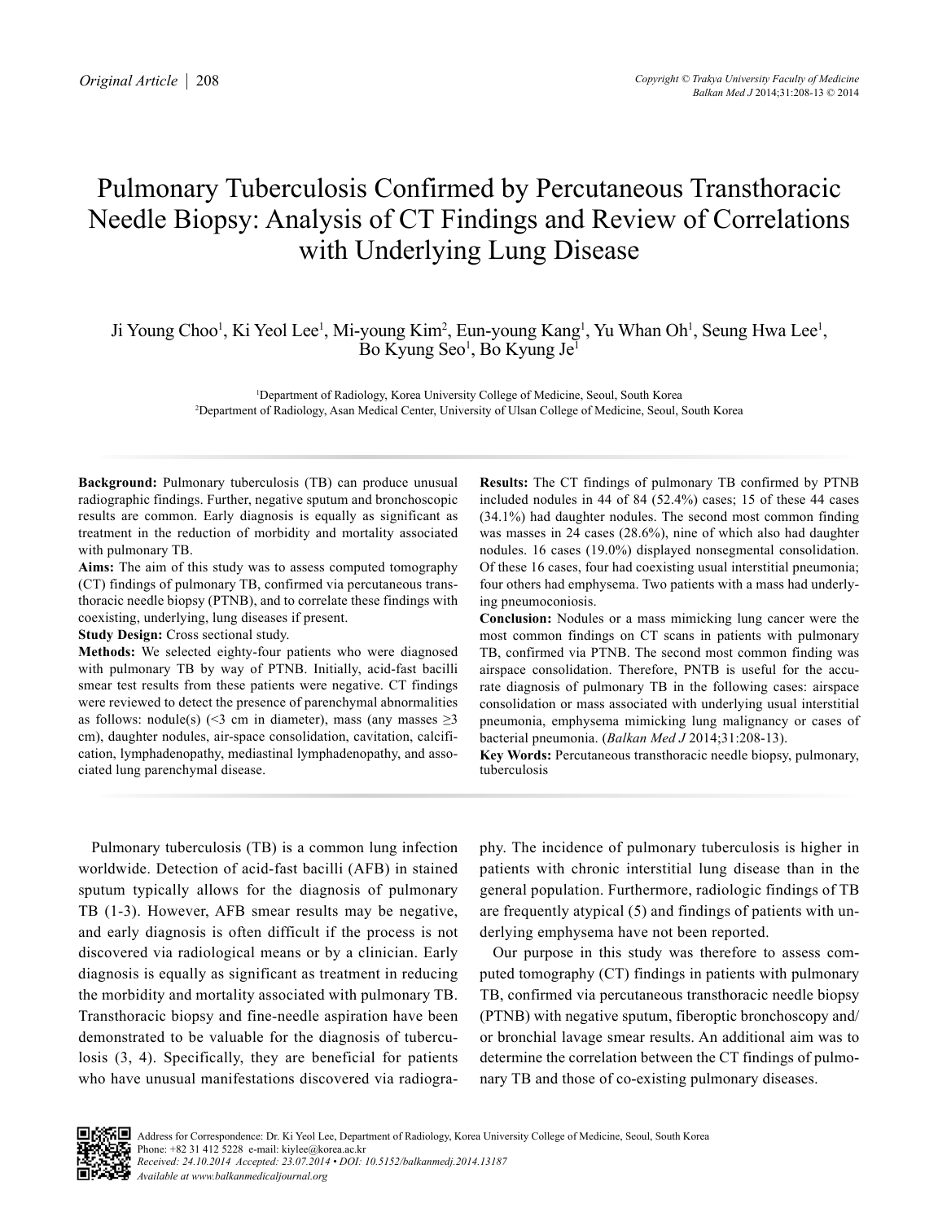# Pulmonary Tuberculosis Confirmed by Percutaneous Transthoracic Needle Biopsy: Analysis of CT Findings and Review of Correlations with Underlying Lung Disease

Ji Young Choo[1], Ki Yeol Lee[1], Mi-young Kim[2], Eun-young Kang[1], Yu Whan Oh[1], Seung Hwa Lee[1], Bo Kyung Seo[1], Bo Kyung Je[1]

[1]Department of Radiology, Korea University College of Medicine, Seoul, South Korea
[2]Department of Radiology, Asan Medical Center, University of Ulsan College of Medicine, Seoul, South Korea

**Background:** Pulmonary tuberculosis (TB) can produce unusual radiographic findings. Further, negative sputum and bronchoscopic results are common. Early diagnosis is equally as significant as treatment in the reduction of morbidity and mortality associated with pulmonary TB.

**Aims:** The aim of this study was to assess computed tomography (CT) findings of pulmonary TB, confirmed via percutaneous transthoracic needle biopsy (PTNB), and to correlate these findings with coexisting, underlying, lung diseases if present.

**Study Design:** Cross sectional study.

**Methods:** We selected eighty-four patients who were diagnosed with pulmonary TB by way of PTNB. Initially, acid-fast bacilli smear test results from these patients were negative. CT findings were reviewed to detect the presence of parenchymal abnormalities as follows: nodule(s) (<3 cm in diameter), mass (any masses ≥3 cm), daughter nodules, air-space consolidation, cavitation, calcification, lymphadenopathy, mediastinal lymphadenopathy, and associated lung parenchymal disease.

**Results:** The CT findings of pulmonary TB confirmed by PTNB included nodules in 44 of 84 (52.4%) cases; 15 of these 44 cases (34.1%) had daughter nodules. The second most common finding was masses in 24 cases (28.6%), nine of which also had daughter nodules. 16 cases (19.0%) displayed nonsegmental consolidation. Of these 16 cases, four had coexisting usual interstitial pneumonia; four others had emphysema. Two patients with a mass had underlying pneumoconiosis.

**Conclusion:** Nodules or a mass mimicking lung cancer were the most common findings on CT scans in patients with pulmonary TB, confirmed via PTNB. The second most common finding was airspace consolidation. Therefore, PNTB is useful for the accurate diagnosis of pulmonary TB in the following cases: airspace consolidation or mass associated with underlying usual interstitial pneumonia, emphysema mimicking lung malignancy or cases of bacterial pneumonia. (*Balkan Med J* 2014;31:208-13).

**Key Words:** Percutaneous transthoracic needle biopsy, pulmonary, tuberculosis

Pulmonary tuberculosis (TB) is a common lung infection worldwide. Detection of acid-fast bacilli (AFB) in stained sputum typically allows for the diagnosis of pulmonary TB (1-3). However, AFB smear results may be negative, and early diagnosis is often difficult if the process is not discovered via radiological means or by a clinician. Early diagnosis is equally as significant as treatment in reducing the morbidity and mortality associated with pulmonary TB. Transthoracic biopsy and fine-needle aspiration have been demonstrated to be valuable for the diagnosis of tuberculosis (3, 4). Specifically, they are beneficial for patients who have unusual manifestations discovered via radiography. The incidence of pulmonary tuberculosis is higher in patients with chronic interstitial lung disease than in the general population. Furthermore, radiologic findings of TB are frequently atypical (5) and findings of patients with underlying emphysema have not been reported.

Our purpose in this study was therefore to assess computed tomography (CT) findings in patients with pulmonary TB, confirmed via percutaneous transthoracic needle biopsy (PTNB) with negative sputum, fiberoptic bronchoscopy and/or bronchial lavage smear results. An additional aim was to determine the correlation between the CT findings of pulmonary TB and those of co-existing pulmonary diseases.

Address for Correspondence: Dr. Ki Yeol Lee, Department of Radiology, Korea University College of Medicine, Seoul, South Korea
Phone: +82 31 412 5228 e-mail: kiylee@korea.ac.kr
*Received: 24.10.2014 Accepted: 23.07.2014 • DOI: 10.5152/balkanmedj.2014.13187*
*Available at www.balkanmedicaljournal.org*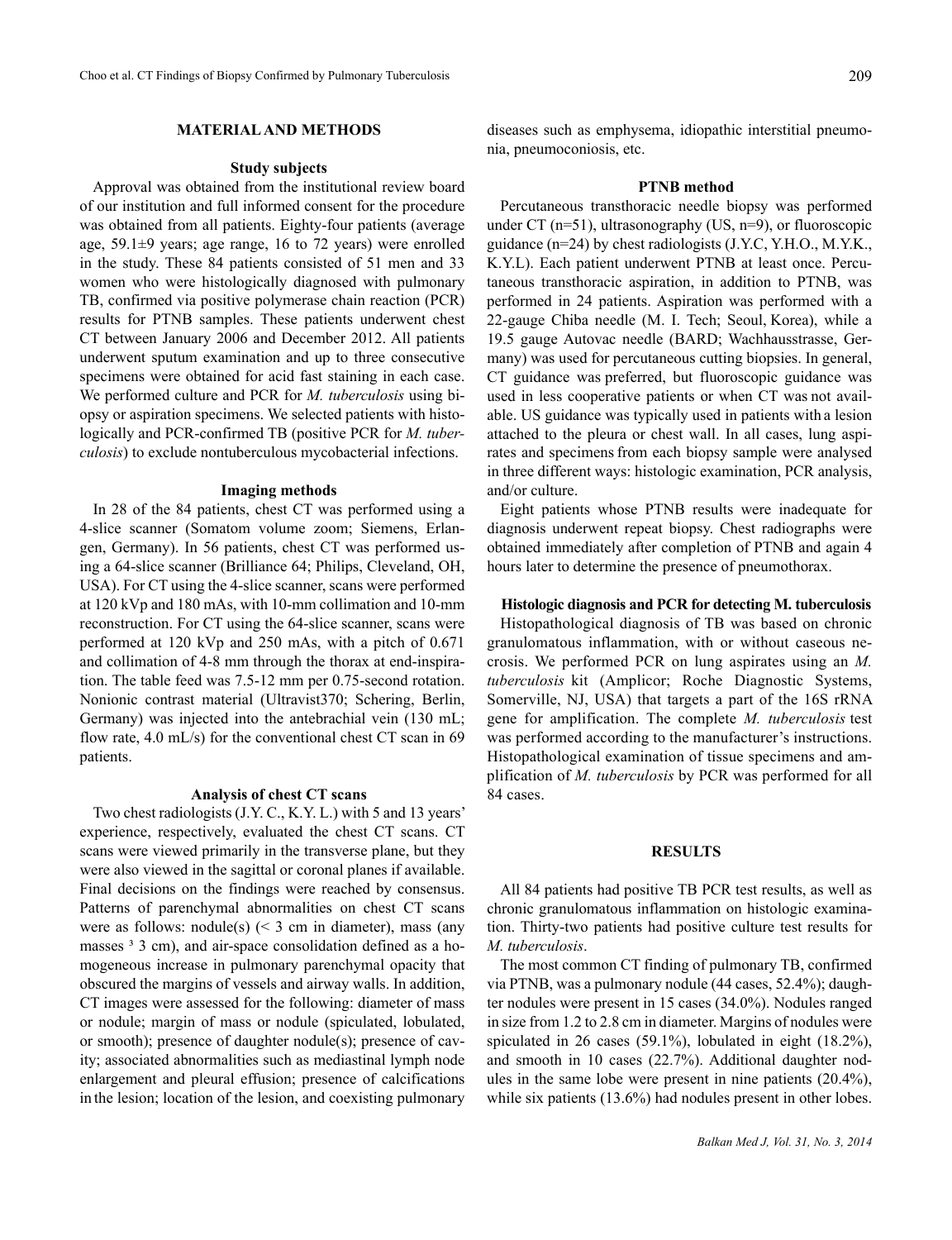## MATERIAL AND METHODS

### Study subjects

Approval was obtained from the institutional review board of our institution and full informed consent for the procedure was obtained from all patients. Eighty-four patients (average age, 59.1±9 years; age range, 16 to 72 years) were enrolled in the study. These 84 patients consisted of 51 men and 33 women who were histologically diagnosed with pulmonary TB, confirmed via positive polymerase chain reaction (PCR) results for PTNB samples. These patients underwent chest CT between January 2006 and December 2012. All patients underwent sputum examination and up to three consecutive specimens were obtained for acid fast staining in each case. We performed culture and PCR for *M. tuberculosis* using biopsy or aspiration specimens. We selected patients with histologically and PCR-confirmed TB (positive PCR for *M. tuberculosis*) to exclude nontuberculous mycobacterial infections.

### Imaging methods

In 28 of the 84 patients, chest CT was performed using a 4-slice scanner (Somatom volume zoom; Siemens, Erlangen, Germany). In 56 patients, chest CT was performed using a 64-slice scanner (Brilliance 64; Philips, Cleveland, OH, USA). For CT using the 4-slice scanner, scans were performed at 120 kVp and 180 mAs, with 10-mm collimation and 10-mm reconstruction. For CT using the 64-slice scanner, scans were performed at 120 kVp and 250 mAs, with a pitch of 0.671 and collimation of 4-8 mm through the thorax at end-inspiration. The table feed was 7.5-12 mm per 0.75-second rotation. Nonionic contrast material (Ultravist370; Schering, Berlin, Germany) was injected into the antebrachial vein (130 mL; flow rate, 4.0 mL/s) for the conventional chest CT scan in 69 patients.

### Analysis of chest CT scans

Two chest radiologists (J.Y. C., K.Y. L.) with 5 and 13 years' experience, respectively, evaluated the chest CT scans. CT scans were viewed primarily in the transverse plane, but they were also viewed in the sagittal or coronal planes if available. Final decisions on the findings were reached by consensus. Patterns of parenchymal abnormalities on chest CT scans were as follows: nodule(s) (< 3 cm in diameter), mass (any masses ³ 3 cm), and air-space consolidation defined as a homogeneous increase in pulmonary parenchymal opacity that obscured the margins of vessels and airway walls. In addition, CT images were assessed for the following: diameter of mass or nodule; margin of mass or nodule (spiculated, lobulated, or smooth); presence of daughter nodule(s); presence of cavity; associated abnormalities such as mediastinal lymph node enlargement and pleural effusion; presence of calcifications in the lesion; location of the lesion, and coexisting pulmonary diseases such as emphysema, idiopathic interstitial pneumonia, pneumoconiosis, etc.

### PTNB method

Percutaneous transthoracic needle biopsy was performed under CT (n=51), ultrasonography (US, n=9), or fluoroscopic guidance (n=24) by chest radiologists (J.Y.C, Y.H.O., M.Y.K., K.Y.L). Each patient underwent PTNB at least once. Percutaneous transthoracic aspiration, in addition to PTNB, was performed in 24 patients. Aspiration was performed with a 22-gauge Chiba needle (M. I. Tech; Seoul, Korea), while a 19.5 gauge Autovac needle (BARD; Wachhausstrasse, Germany) was used for percutaneous cutting biopsies. In general, CT guidance was preferred, but fluoroscopic guidance was used in less cooperative patients or when CT was not available. US guidance was typically used in patients with a lesion attached to the pleura or chest wall. In all cases, lung aspirates and specimens from each biopsy sample were analysed in three different ways: histologic examination, PCR analysis, and/or culture.

Eight patients whose PTNB results were inadequate for diagnosis underwent repeat biopsy. Chest radiographs were obtained immediately after completion of PTNB and again 4 hours later to determine the presence of pneumothorax.

### Histologic diagnosis and PCR for detecting M. tuberculosis

Histopathological diagnosis of TB was based on chronic granulomatous inflammation, with or without caseous necrosis. We performed PCR on lung aspirates using an *M. tuberculosis* kit (Amplicor; Roche Diagnostic Systems, Somerville, NJ, USA) that targets a part of the 16S rRNA gene for amplification. The complete *M. tuberculosis* test was performed according to the manufacturer's instructions. Histopathological examination of tissue specimens and amplification of *M. tuberculosis* by PCR was performed for all 84 cases.

## RESULTS

All 84 patients had positive TB PCR test results, as well as chronic granulomatous inflammation on histologic examination. Thirty-two patients had positive culture test results for *M. tuberculosis*.

The most common CT finding of pulmonary TB, confirmed via PTNB, was a pulmonary nodule (44 cases, 52.4%); daughter nodules were present in 15 cases (34.0%). Nodules ranged in size from 1.2 to 2.8 cm in diameter. Margins of nodules were spiculated in 26 cases (59.1%), lobulated in eight (18.2%), and smooth in 10 cases (22.7%). Additional daughter nodules in the same lobe were present in nine patients (20.4%), while six patients (13.6%) had nodules present in other lobes.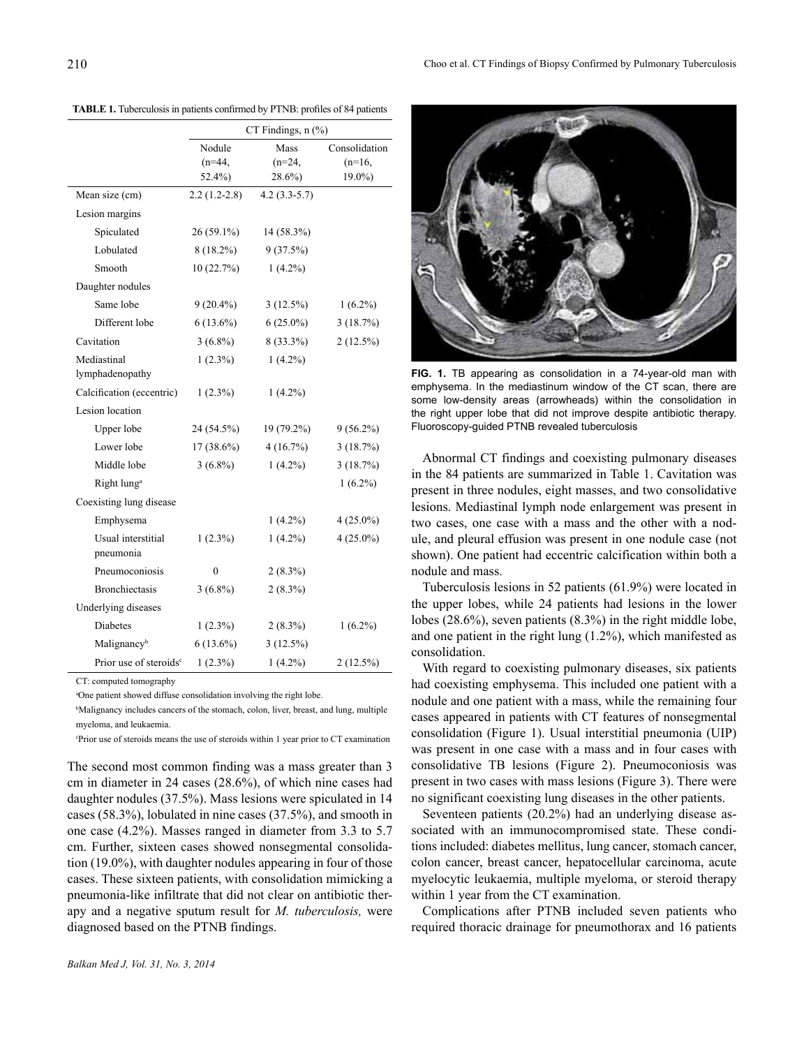**TABLE 1.** Tuberculosis in patients confirmed by PTNB: profiles of 84 patients

| | CT Findings, n (%) | | |
|---|---|---|---|
| | Nodule (n=44, 52.4%) | Mass (n=24, 28.6%) | Consolidation (n=16, 19.0%) |
| Mean size (cm) | 2.2 (1.2-2.8) | 4.2 (3.3-5.7) | |
| Lesion margins | | | |
| Spiculated | 26 (59.1%) | 14 (58.3%) | |
| Lobulated | 8 (18.2%) | 9 (37.5%) | |
| Smooth | 10 (22.7%) | 1 (4.2%) | |
| Daughter nodules | | | |
| Same lobe | 9 (20.4%) | 3 (12.5%) | 1 (6.2%) |
| Different lobe | 6 (13.6%) | 6 (25.0%) | 3 (18.7%) |
| Cavitation | 3 (6.8%) | 8 (33.3%) | 2 (12.5%) |
| Mediastinal lymphadenopathy | 1 (2.3%) | 1 (4.2%) | |
| Calcification (eccentric) | 1 (2.3%) | 1 (4.2%) | |
| Lesion location | | | |
| Upper lobe | 24 (54.5%) | 19 (79.2%) | 9 (56.2%) |
| Lower lobe | 17 (38.6%) | 4 (16.7%) | 3 (18.7%) |
| Middle lobe | 3 (6.8%) | 1 (4.2%) | 3 (18.7%) |
| Right lung[a] | | | 1 (6.2%) |
| Coexisting lung disease | | | |
| Emphysema | | 1 (4.2%) | 4 (25.0%) |
| Usual interstitial pneumonia | 1 (2.3%) | 1 (4.2%) | 4 (25.0%) |
| Pneumoconiosis | 0 | 2 (8.3%) | |
| Bronchiectasis | 3 (6.8%) | 2 (8.3%) | |
| Underlying diseases | | | |
| Diabetes | 1 (2.3%) | 2 (8.3%) | 1 (6.2%) |
| Malignancy[b] | 6 (13.6%) | 3 (12.5%) | |
| Prior use of steroids[c] | 1 (2.3%) | 1 (4.2%) | 2 (12.5%) |

CT: computed tomography

[a]One patient showed diffuse consolidation involving the right lobe.

[b]Malignancy includes cancers of the stomach, colon, liver, breast, and lung, multiple myeloma, and leukaemia.

[c]Prior use of steroids means the use of steroids within 1 year prior to CT examination

The second most common finding was a mass greater than 3 cm in diameter in 24 cases (28.6%), of which nine cases had daughter nodules (37.5%). Mass lesions were spiculated in 14 cases (58.3%), lobulated in nine cases (37.5%), and smooth in one case (4.2%). Masses ranged in diameter from 3.3 to 5.7 cm. Further, sixteen cases showed nonsegmental consolidation (19.0%), with daughter nodules appearing in four of those cases. These sixteen patients, with consolidation mimicking a pneumonia-like infiltrate that did not clear on antibiotic therapy and a negative sputum result for *M. tuberculosis,* were diagnosed based on the PTNB findings.

**FIG. 1.** TB appearing as consolidation in a 74-year-old man with emphysema. In the mediastinum window of the CT scan, there are some low-density areas (arrowheads) within the consolidation in the right upper lobe that did not improve despite antibiotic therapy. Fluoroscopy-guided PTNB revealed tuberculosis

Abnormal CT findings and coexisting pulmonary diseases in the 84 patients are summarized in Table 1. Cavitation was present in three nodules, eight masses, and two consolidative lesions. Mediastinal lymph node enlargement was present in two cases, one case with a mass and the other with a nodule, and pleural effusion was present in one nodule case (not shown). One patient had eccentric calcification within both a nodule and mass.

Tuberculosis lesions in 52 patients (61.9%) were located in the upper lobes, while 24 patients had lesions in the lower lobes (28.6%), seven patients (8.3%) in the right middle lobe, and one patient in the right lung (1.2%), which manifested as consolidation.

With regard to coexisting pulmonary diseases, six patients had coexisting emphysema. This included one patient with a nodule and one patient with a mass, while the remaining four cases appeared in patients with CT features of nonsegmental consolidation (Figure 1). Usual interstitial pneumonia (UIP) was present in one case with a mass and in four cases with consolidative TB lesions (Figure 2). Pneumoconiosis was present in two cases with mass lesions (Figure 3). There were no significant coexisting lung diseases in the other patients.

Seventeen patients (20.2%) had an underlying disease associated with an immunocompromised state. These conditions included: diabetes mellitus, lung cancer, stomach cancer, colon cancer, breast cancer, hepatocellular carcinoma, acute myelocytic leukaemia, multiple myeloma, or steroid therapy within 1 year from the CT examination.

Complications after PTNB included seven patients who required thoracic drainage for pneumothorax and 16 patients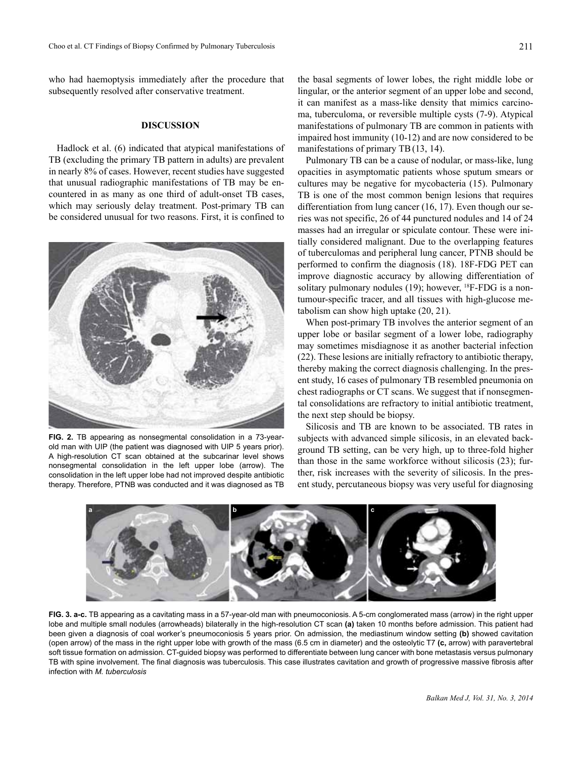who had haemoptysis immediately after the procedure that subsequently resolved after conservative treatment.

## DISCUSSION

Hadlock et al. (6) indicated that atypical manifestations of TB (excluding the primary TB pattern in adults) are prevalent in nearly 8% of cases. However, recent studies have suggested that unusual radiographic manifestations of TB may be encountered in as many as one third of adult-onset TB cases, which may seriously delay treatment. Post-primary TB can be considered unusual for two reasons. First, it is confined to the basal segments of lower lobes, the right middle lobe or lingular, or the anterior segment of an upper lobe and second, it can manifest as a mass-like density that mimics carcinoma, tuberculoma, or reversible multiple cysts (7-9). Atypical manifestations of pulmonary TB are common in patients with impaired host immunity (10-12) and are now considered to be manifestations of primary TB (13, 14).

**FIG. 2.** TB appearing as nonsegmental consolidation in a 73-year-old man with UIP (the patient was diagnosed with UIP 5 years prior). A high-resolution CT scan obtained at the subcarinar level shows nonsegmental consolidation in the left upper lobe (arrow). The consolidation in the left upper lobe had not improved despite antibiotic therapy. Therefore, PTNB was conducted and it was diagnosed as TB

Pulmonary TB can be a cause of nodular, or mass-like, lung opacities in asymptomatic patients whose sputum smears or cultures may be negative for mycobacteria (15). Pulmonary TB is one of the most common benign lesions that requires differentiation from lung cancer (16, 17). Even though our series was not specific, 26 of 44 punctured nodules and 14 of 24 masses had an irregular or spiculate contour. These were initially considered malignant. Due to the overlapping features of tuberculomas and peripheral lung cancer, PTNB should be performed to confirm the diagnosis (18). 18F-FDG PET can improve diagnostic accuracy by allowing differentiation of solitary pulmonary nodules (19); however, $^{18}$F-FDG is a non-tumour-specific tracer, and all tissues with high-glucose metabolism can show high uptake (20, 21).

When post-primary TB involves the anterior segment of an upper lobe or basilar segment of a lower lobe, radiography may sometimes misdiagnose it as another bacterial infection (22). These lesions are initially refractory to antibiotic therapy, thereby making the correct diagnosis challenging. In the present study, 16 cases of pulmonary TB resembled pneumonia on chest radiographs or CT scans. We suggest that if nonsegmental consolidations are refractory to initial antibiotic treatment, the next step should be biopsy.

Silicosis and TB are known to be associated. TB rates in subjects with advanced simple silicosis, in an elevated background TB setting, can be very high, up to three-fold higher than those in the same workforce without silicosis (23); further, risk increases with the severity of silicosis. In the present study, percutaneous biopsy was very useful for diagnosing

**FIG. 3. a-c.** TB appearing as a cavitating mass in a 57-year-old man with pneumoconiosis. A 5-cm conglomerated mass (arrow) in the right upper lobe and multiple small nodules (arrowheads) bilaterally in the high-resolution CT scan **(a)** taken 10 months before admission. This patient had been given a diagnosis of coal worker's pneumoconiosis 5 years prior. On admission, the mediastinum window setting **(b)** showed cavitation (open arrow) of the mass in the right upper lobe with growth of the mass (6.5 cm in diameter) and the osteolytic T7 **(c,** arrow) with paravertebral soft tissue formation on admission. CT-guided biopsy was performed to differentiate between lung cancer with bone metastasis versus pulmonary TB with spine involvement. The final diagnosis was tuberculosis. This case illustrates cavitation and growth of progressive massive fibrosis after infection with *M. tuberculosis*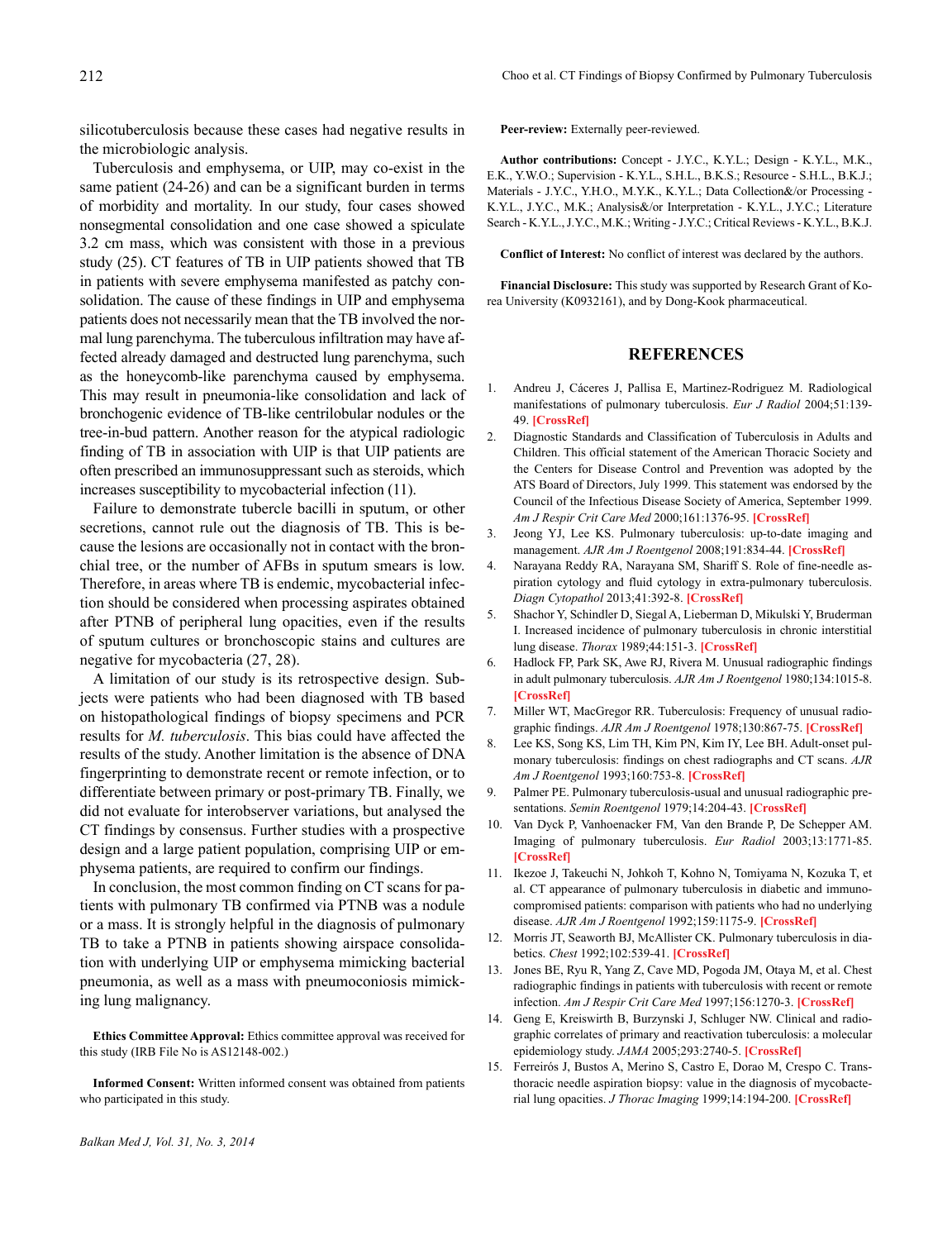silicotuberculosis because these cases had negative results in the microbiologic analysis.

Tuberculosis and emphysema, or UIP, may co-exist in the same patient (24-26) and can be a significant burden in terms of morbidity and mortality. In our study, four cases showed nonsegmental consolidation and one case showed a spiculate 3.2 cm mass, which was consistent with those in a previous study (25). CT features of TB in UIP patients showed that TB in patients with severe emphysema manifested as patchy consolidation. The cause of these findings in UIP and emphysema patients does not necessarily mean that the TB involved the normal lung parenchyma. The tuberculous infiltration may have affected already damaged and destructed lung parenchyma, such as the honeycomb-like parenchyma caused by emphysema. This may result in pneumonia-like consolidation and lack of bronchogenic evidence of TB-like centrilobular nodules or the tree-in-bud pattern. Another reason for the atypical radiologic finding of TB in association with UIP is that UIP patients are often prescribed an immunosuppressant such as steroids, which increases susceptibility to mycobacterial infection (11).

Failure to demonstrate tubercle bacilli in sputum, or other secretions, cannot rule out the diagnosis of TB. This is because the lesions are occasionally not in contact with the bronchial tree, or the number of AFBs in sputum smears is low. Therefore, in areas where TB is endemic, mycobacterial infection should be considered when processing aspirates obtained after PTNB of peripheral lung opacities, even if the results of sputum cultures or bronchoscopic stains and cultures are negative for mycobacteria (27, 28).

A limitation of our study is its retrospective design. Subjects were patients who had been diagnosed with TB based on histopathological findings of biopsy specimens and PCR results for *M. tuberculosis*. This bias could have affected the results of the study. Another limitation is the absence of DNA fingerprinting to demonstrate recent or remote infection, or to differentiate between primary or post-primary TB. Finally, we did not evaluate for interobserver variations, but analysed the CT findings by consensus. Further studies with a prospective design and a large patient population, comprising UIP or emphysema patients, are required to confirm our findings.

In conclusion, the most common finding on CT scans for patients with pulmonary TB confirmed via PTNB was a nodule or a mass. It is strongly helpful in the diagnosis of pulmonary TB to take a PTNB in patients showing airspace consolidation with underlying UIP or emphysema mimicking bacterial pneumonia, as well as a mass with pneumoconiosis mimicking lung malignancy.

**Ethics Committee Approval:** Ethics committee approval was received for this study (IRB File No is AS12148-002.)

**Informed Consent:** Written informed consent was obtained from patients who participated in this study.

**Peer-review:** Externally peer-reviewed.

**Author contributions:** Concept - J.Y.C., K.Y.L.; Design - K.Y.L., M.K., E.K., Y.W.O.; Supervision - K.Y.L., S.H.L., B.K.S.; Resource - S.H.L., B.K.J.; Materials - J.Y.C., Y.H.O., M.Y.K., K.Y.L.; Data Collection&/or Processing - K.Y.L., J.Y.C., M.K.; Analysis&/or Interpretation - K.Y.L., J.Y.C.; Literature Search - K.Y.L., J.Y.C., M.K.; Writing - J.Y.C.; Critical Reviews - K.Y.L., B.K.J.

**Conflict of Interest:** No conflict of interest was declared by the authors.

**Financial Disclosure:** This study was supported by Research Grant of Korea University (K0932161), and by Dong-Kook pharmaceutical.

## REFERENCES

1. Andreu J, Cáceres J, Pallisa E, Martinez-Rodriguez M. Radiological manifestations of pulmonary tuberculosis. *Eur J Radiol* 2004;51:139-49. [CrossRef]
2. Diagnostic Standards and Classification of Tuberculosis in Adults and Children. This official statement of the American Thoracic Society and the Centers for Disease Control and Prevention was adopted by the ATS Board of Directors, July 1999. This statement was endorsed by the Council of the Infectious Disease Society of America, September 1999. *Am J Respir Crit Care Med* 2000;161:1376-95. [CrossRef]
3. Jeong YJ, Lee KS. Pulmonary tuberculosis: up-to-date imaging and management. *AJR Am J Roentgenol* 2008;191:834-44. [CrossRef]
4. Narayana Reddy RA, Narayana SM, Shariff S. Role of fine-needle aspiration cytology and fluid cytology in extra-pulmonary tuberculosis. *Diagn Cytopathol* 2013;41:392-8. [CrossRef]
5. Shachor Y, Schindler D, Siegal A, Lieberman D, Mikulski Y, Bruderman I. Increased incidence of pulmonary tuberculosis in chronic interstitial lung disease. *Thorax* 1989;44:151-3. [CrossRef]
6. Hadlock FP, Park SK, Awe RJ, Rivera M. Unusual radiographic findings in adult pulmonary tuberculosis. *AJR Am J Roentgenol* 1980;134:1015-8. [CrossRef]
7. Miller WT, MacGregor RR. Tuberculosis: Frequency of unusual radiographic findings. *AJR Am J Roentgenol* 1978;130:867-75. [CrossRef]
8. Lee KS, Song KS, Lim TH, Kim PN, Kim IY, Lee BH. Adult-onset pulmonary tuberculosis: findings on chest radiographs and CT scans. *AJR Am J Roentgenol* 1993;160:753-8. [CrossRef]
9. Palmer PE. Pulmonary tuberculosis-usual and unusual radiographic presentations. *Semin Roentgenol* 1979;14:204-43. [CrossRef]
10. Van Dyck P, Vanhoenacker FM, Van den Brande P, De Schepper AM. Imaging of pulmonary tuberculosis. *Eur Radiol* 2003;13:1771-85. [CrossRef]
11. Ikezoe J, Takeuchi N, Johkoh T, Kohno N, Tomiyama N, Kozuka T, et al. CT appearance of pulmonary tuberculosis in diabetic and immunocompromised patients: comparison with patients who had no underlying disease. *AJR Am J Roentgenol* 1992;159:1175-9. [CrossRef]
12. Morris JT, Seaworth BJ, McAllister CK. Pulmonary tuberculosis in diabetics. *Chest* 1992;102:539-41. [CrossRef]
13. Jones BE, Ryu R, Yang Z, Cave MD, Pogoda JM, Otaya M, et al. Chest radiographic findings in patients with tuberculosis with recent or remote infection. *Am J Respir Crit Care Med* 1997;156:1270-3. [CrossRef]
14. Geng E, Kreiswirth B, Burzynski J, Schluger NW. Clinical and radiographic correlates of primary and reactivation tuberculosis: a molecular epidemiology study. *JAMA* 2005;293:2740-5. [CrossRef]
15. Ferreirós J, Bustos A, Merino S, Castro E, Dorao M, Crespo C. Transthoracic needle aspiration biopsy: value in the diagnosis of mycobacterial lung opacities. *J Thorac Imaging* 1999;14:194-200. [CrossRef]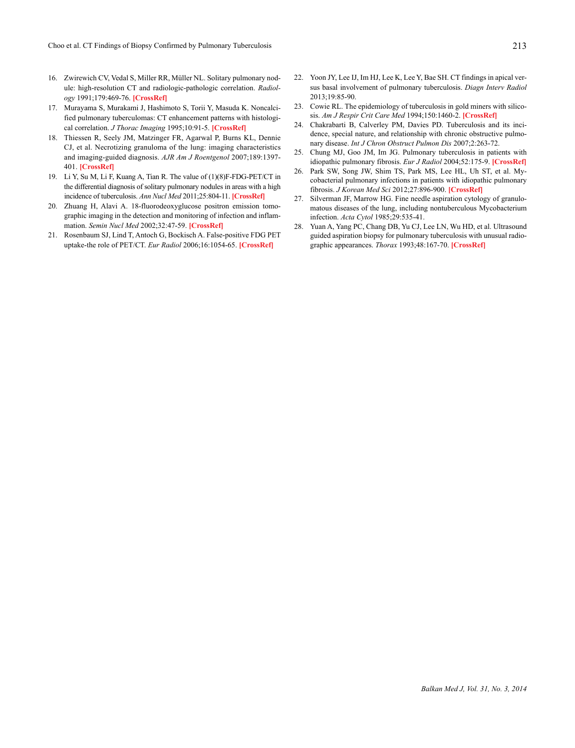16. Zwirewich CV, Vedal S, Miller RR, Müller NL. Solitary pulmonary nodule: high-resolution CT and radiologic-pathologic correlation. *Radiology* 1991;179:469-76. **[CrossRef]**
17. Murayama S, Murakami J, Hashimoto S, Torii Y, Masuda K. Noncalcified pulmonary tuberculomas: CT enhancement patterns with histological correlation. *J Thorac Imaging* 1995;10:91-5. **[CrossRef]**
18. Thiessen R, Seely JM, Matzinger FR, Agarwal P, Burns KL, Dennie CJ, et al. Necrotizing granuloma of the lung: imaging characteristics and imaging-guided diagnosis. *AJR Am J Roentgenol* 2007;189:1397-401. **[CrossRef]**
19. Li Y, Su M, Li F, Kuang A, Tian R. The value of (1)(8)F-FDG-PET/CT in the differential diagnosis of solitary pulmonary nodules in areas with a high incidence of tuberculosis. *Ann Nucl Med* 2011;25:804-11. **[CrossRef]**
20. Zhuang H, Alavi A. 18-fluorodeoxyglucose positron emission tomographic imaging in the detection and monitoring of infection and inflammation. *Semin Nucl Med* 2002;32:47-59. **[CrossRef]**
21. Rosenbaum SJ, Lind T, Antoch G, Bockisch A. False-positive FDG PET uptake-the role of PET/CT. *Eur Radiol* 2006;16:1054-65. **[CrossRef]**
22. Yoon JY, Lee IJ, Im HJ, Lee K, Lee Y, Bae SH. CT findings in apical versus basal involvement of pulmonary tuberculosis. *Diagn Interv Radiol* 2013;19:85-90.
23. Cowie RL. The epidemiology of tuberculosis in gold miners with silicosis. *Am J Respir Crit Care Med* 1994;150:1460-2. **[CrossRef]**
24. Chakrabarti B, Calverley PM, Davies PD. Tuberculosis and its incidence, special nature, and relationship with chronic obstructive pulmonary disease. *Int J Chron Obstruct Pulmon Dis* 2007;2:263-72.
25. Chung MJ, Goo JM, Im JG. Pulmonary tuberculosis in patients with idiopathic pulmonary fibrosis. *Eur J Radiol* 2004;52:175-9. **[CrossRef]**
26. Park SW, Song JW, Shim TS, Park MS, Lee HL, Uh ST, et al. Mycobacterial pulmonary infections in patients with idiopathic pulmonary fibrosis. *J Korean Med Sci* 2012;27:896-900. **[CrossRef]**
27. Silverman JF, Marrow HG. Fine needle aspiration cytology of granulomatous diseases of the lung, including nontuberculous Mycobacterium infection. *Acta Cytol* 1985;29:535-41.
28. Yuan A, Yang PC, Chang DB, Yu CJ, Lee LN, Wu HD, et al. Ultrasound guided aspiration biopsy for pulmonary tuberculosis with unusual radiographic appearances. *Thorax* 1993;48:167-70. **[CrossRef]**